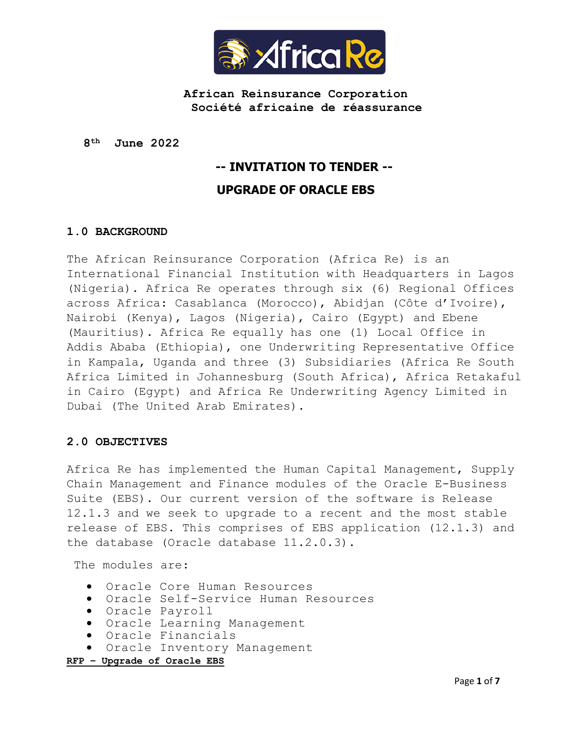**African Reinsurance Corporation**
**Société africaine de réassurance**

**8th June 2022**

# -- INVITATION TO TENDER --

# UPGRADE OF ORACLE EBS

## 1.0 BACKGROUND

The African Reinsurance Corporation (Africa Re) is an International Financial Institution with Headquarters in Lagos (Nigeria). Africa Re operates through six (6) Regional Offices across Africa: Casablanca (Morocco), Abidjan (Côte d'Ivoire), Nairobi (Kenya), Lagos (Nigeria), Cairo (Egypt) and Ebene (Mauritius). Africa Re equally has one (1) Local Office in Addis Ababa (Ethiopia), one Underwriting Representative Office in Kampala, Uganda and three (3) Subsidiaries (Africa Re South Africa Limited in Johannesburg (South Africa), Africa Retakaful in Cairo (Egypt) and Africa Re Underwriting Agency Limited in Dubai (The United Arab Emirates).

## 2.0 OBJECTIVES

Africa Re has implemented the Human Capital Management, Supply Chain Management and Finance modules of the Oracle E-Business Suite (EBS). Our current version of the software is Release 12.1.3 and we seek to upgrade to a recent and the most stable release of EBS. This comprises of EBS application (12.1.3) and the database (Oracle database 11.2.0.3).

The modules are:

- Oracle Core Human Resources
- Oracle Self-Service Human Resources
- Oracle Payroll
- Oracle Learning Management
- Oracle Financials
- Oracle Inventory Management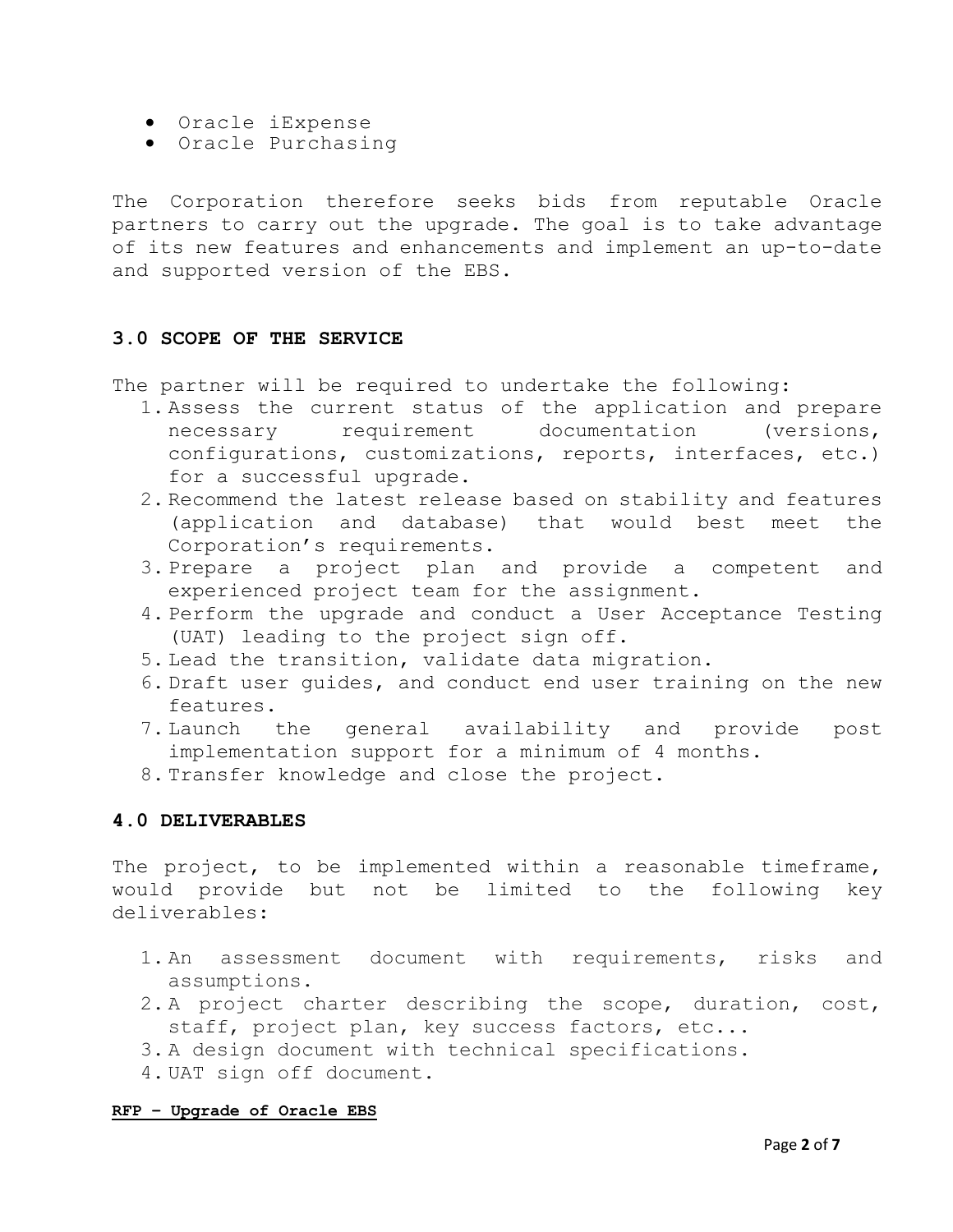- Oracle iExpense
- Oracle Purchasing

The Corporation therefore seeks bids from reputable Oracle partners to carry out the upgrade. The goal is to take advantage of its new features and enhancements and implement an up-to-date and supported version of the EBS.

## 3.0 SCOPE OF THE SERVICE

The partner will be required to undertake the following:

1. Assess the current status of the application and prepare necessary requirement documentation (versions, configurations, customizations, reports, interfaces, etc.) for a successful upgrade.
2. Recommend the latest release based on stability and features (application and database) that would best meet the Corporation's requirements.
3. Prepare a project plan and provide a competent and experienced project team for the assignment.
4. Perform the upgrade and conduct a User Acceptance Testing (UAT) leading to the project sign off.
5. Lead the transition, validate data migration.
6. Draft user guides, and conduct end user training on the new features.
7. Launch the general availability and provide post implementation support for a minimum of 4 months.
8. Transfer knowledge and close the project.

## 4.0 DELIVERABLES

The project, to be implemented within a reasonable timeframe, would provide but not be limited to the following key deliverables:

1. An assessment document with requirements, risks and assumptions.
2. A project charter describing the scope, duration, cost, staff, project plan, key success factors, etc...
3. A design document with technical specifications.
4. UAT sign off document.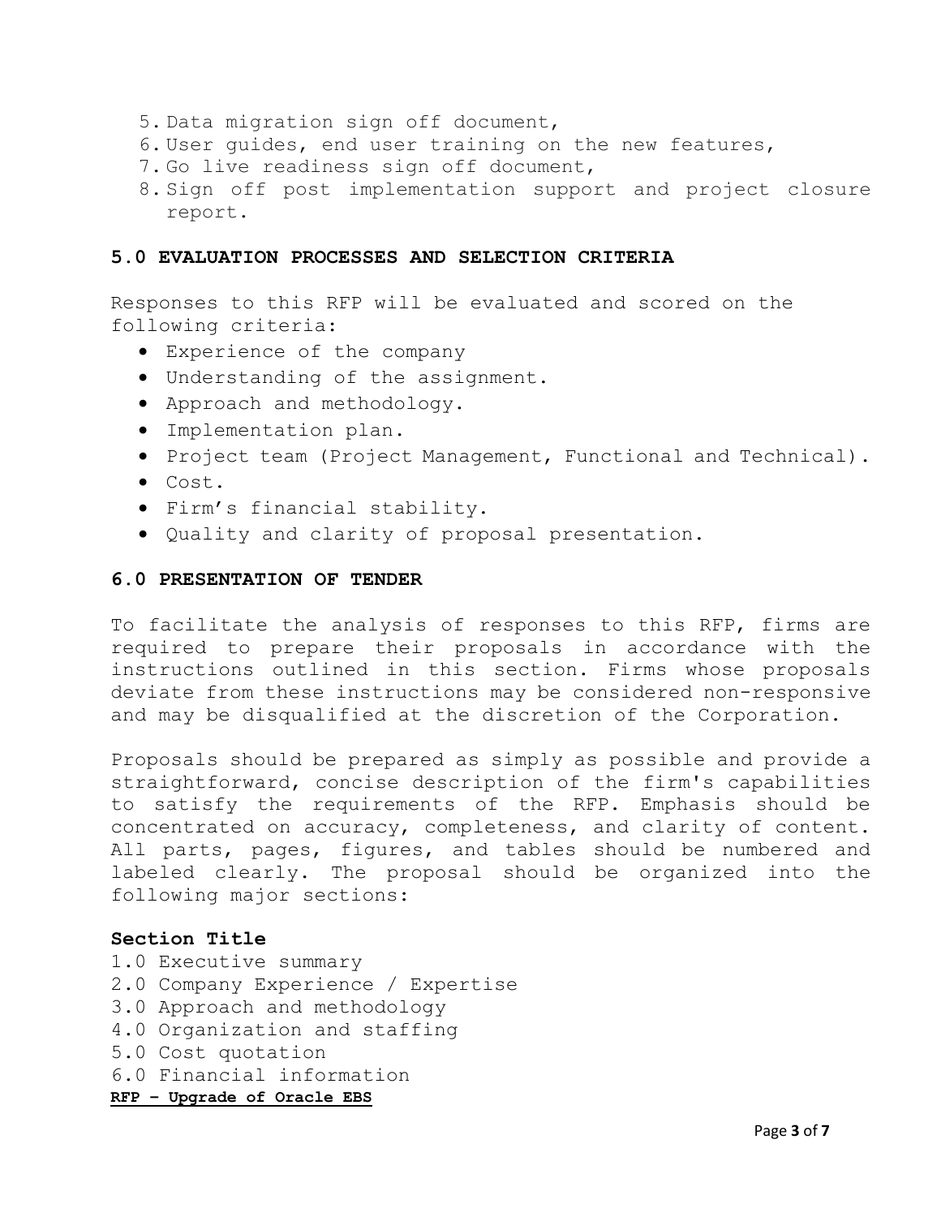5. Data migration sign off document,
6. User guides, end user training on the new features,
7. Go live readiness sign off document,
8. Sign off post implementation support and project closure report.

## 5.0 EVALUATION PROCESSES AND SELECTION CRITERIA

Responses to this RFP will be evaluated and scored on the following criteria:

- Experience of the company
- Understanding of the assignment.
- Approach and methodology.
- Implementation plan.
- Project team (Project Management, Functional and Technical).
- Cost.
- Firm's financial stability.
- Quality and clarity of proposal presentation.

## 6.0 PRESENTATION OF TENDER

To facilitate the analysis of responses to this RFP, firms are required to prepare their proposals in accordance with the instructions outlined in this section. Firms whose proposals deviate from these instructions may be considered non-responsive and may be disqualified at the discretion of the Corporation.

Proposals should be prepared as simply as possible and provide a straightforward, concise description of the firm's capabilities to satisfy the requirements of the RFP. Emphasis should be concentrated on accuracy, completeness, and clarity of content. All parts, pages, figures, and tables should be numbered and labeled clearly. The proposal should be organized into the following major sections:

**Section Title**

1.0 Executive summary
2.0 Company Experience / Expertise
3.0 Approach and methodology
4.0 Organization and staffing
5.0 Cost quotation
6.0 Financial information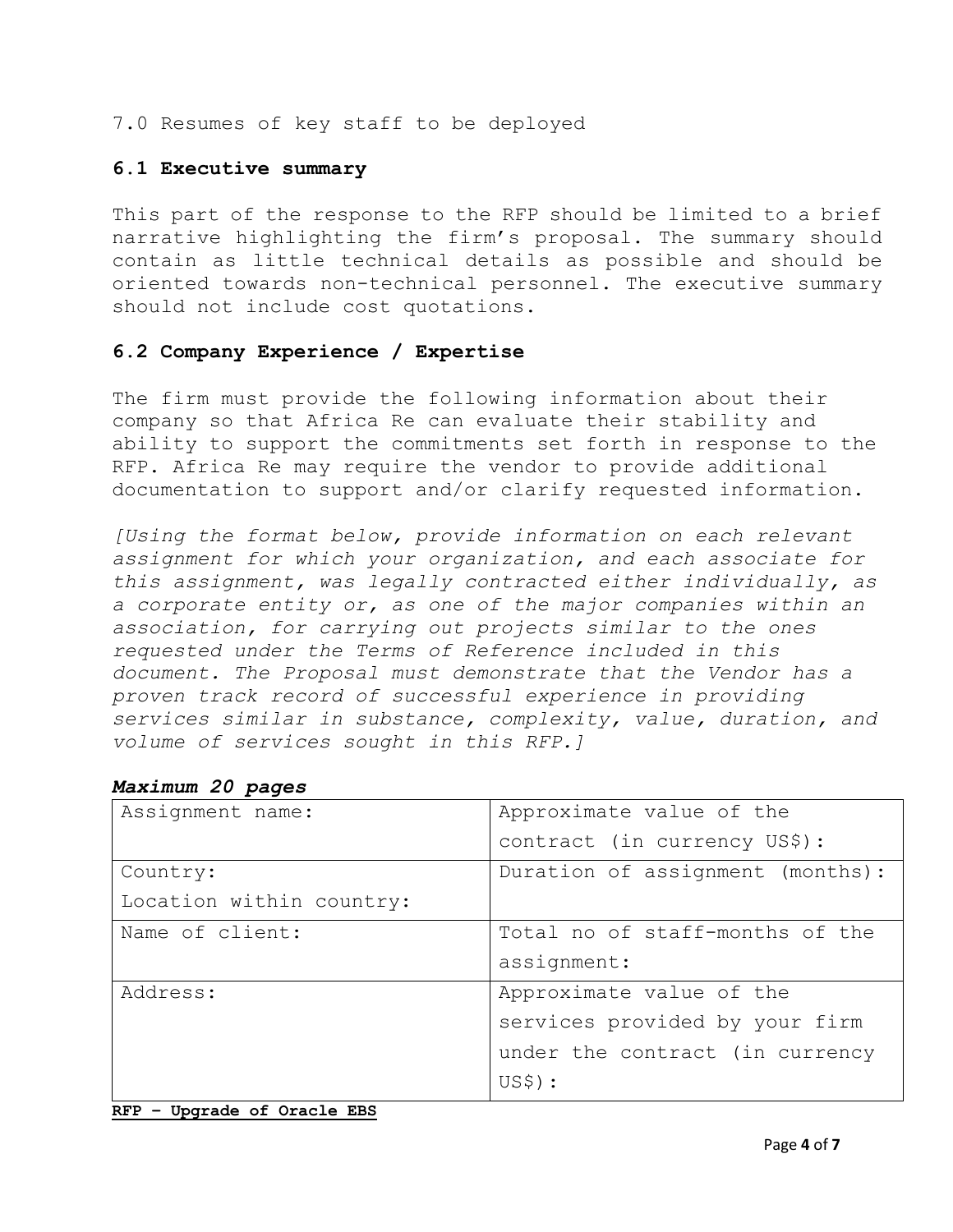7.0 Resumes of key staff to be deployed

### 6.1 Executive summary

This part of the response to the RFP should be limited to a brief narrative highlighting the firm's proposal. The summary should contain as little technical details as possible and should be oriented towards non-technical personnel. The executive summary should not include cost quotations.

### 6.2 Company Experience / Expertise

The firm must provide the following information about their company so that Africa Re can evaluate their stability and ability to support the commitments set forth in response to the RFP. Africa Re may require the vendor to provide additional documentation to support and/or clarify requested information.

*[Using the format below, provide information on each relevant assignment for which your organization, and each associate for this assignment, was legally contracted either individually, as a corporate entity or, as one of the major companies within an association, for carrying out projects similar to the ones requested under the Terms of Reference included in this document. The Proposal must demonstrate that the Vendor has a proven track record of successful experience in providing services similar in substance, complexity, value, duration, and volume of services sought in this RFP.]*

***Maximum 20 pages***

| Assignment name: | Approximate value of the contract (in currency US$): |
|---|---|
| Country:<br>Location within country: | Duration of assignment (months): |
| Name of client: | Total no of staff-months of the assignment: |
| Address: | Approximate value of the services provided by your firm under the contract (in currency US$): |

**RFP – Upgrade of Oracle EBS**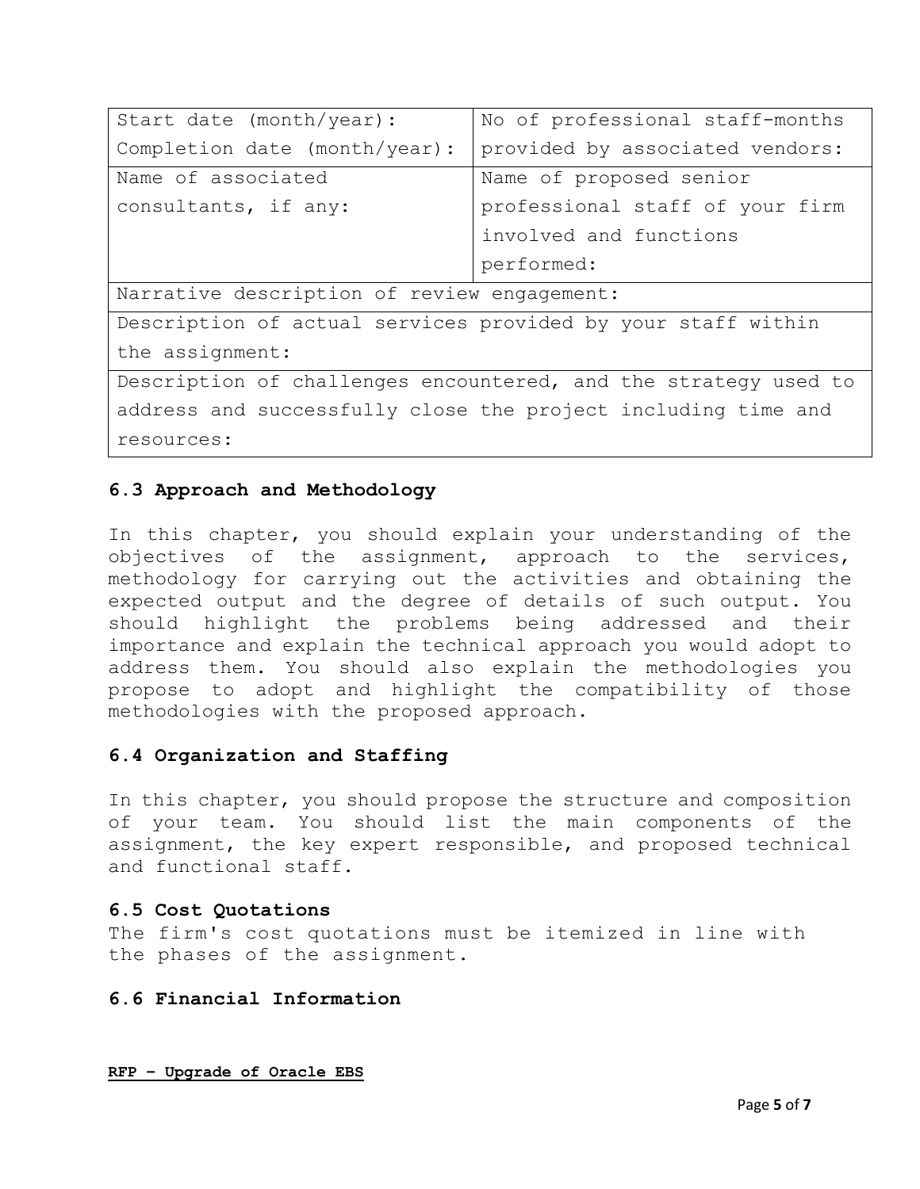| Start date (month/year):<br>Completion date (month/year): | No of professional staff-months provided by associated vendors: |
|---|---|
| Name of associated consultants, if any: | Name of proposed senior professional staff of your firm involved and functions performed: |
| Narrative description of review engagement: | |
| Description of actual services provided by your staff within the assignment: | |
| Description of challenges encountered, and the strategy used to address and successfully close the project including time and resources: | |

### 6.3 Approach and Methodology

In this chapter, you should explain your understanding of the objectives of the assignment, approach to the services, methodology for carrying out the activities and obtaining the expected output and the degree of details of such output. You should highlight the problems being addressed and their importance and explain the technical approach you would adopt to address them. You should also explain the methodologies you propose to adopt and highlight the compatibility of those methodologies with the proposed approach.

### 6.4 Organization and Staffing

In this chapter, you should propose the structure and composition of your team. You should list the main components of the assignment, the key expert responsible, and proposed technical and functional staff.

### 6.5 Cost Quotations

The firm's cost quotations must be itemized in line with the phases of the assignment.

### 6.6 Financial Information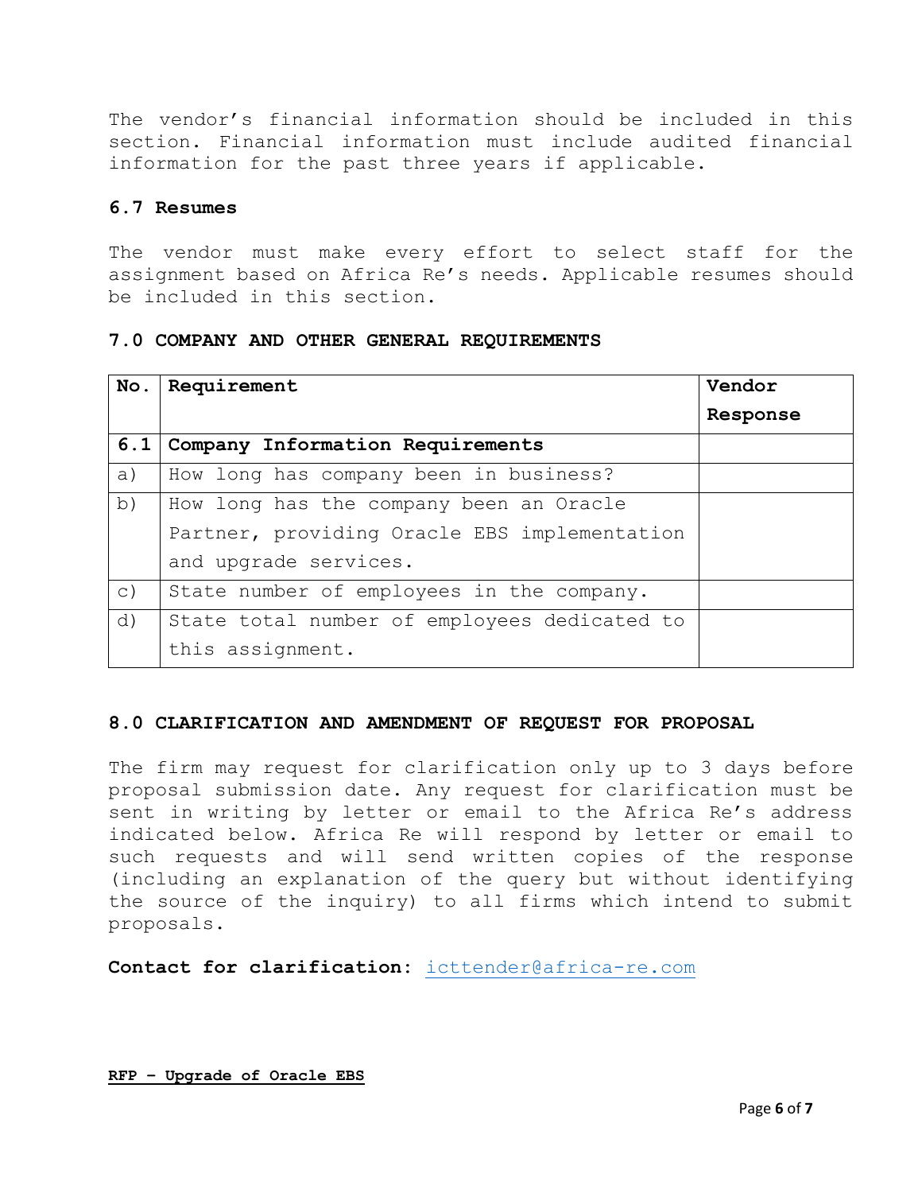The vendor's financial information should be included in this section. Financial information must include audited financial information for the past three years if applicable.

### 6.7 Resumes

The vendor must make every effort to select staff for the assignment based on Africa Re's needs. Applicable resumes should be included in this section.

## 7.0 COMPANY AND OTHER GENERAL REQUIREMENTS

| No. | Requirement | Vendor Response |
|---|---|---|
| **6.1** | **Company Information Requirements** | |
| a) | How long has company been in business? | |
| b) | How long has the company been an Oracle Partner, providing Oracle EBS implementation and upgrade services. | |
| c) | State number of employees in the company. | |
| d) | State total number of employees dedicated to this assignment. | |

## 8.0 CLARIFICATION AND AMENDMENT OF REQUEST FOR PROPOSAL

The firm may request for clarification only up to 3 days before proposal submission date. Any request for clarification must be sent in writing by letter or email to the Africa Re's address indicated below. Africa Re will respond by letter or email to such requests and will send written copies of the response (including an explanation of the query but without identifying the source of the inquiry) to all firms which intend to submit proposals.

**Contact for clarification:** icttender@africa-re.com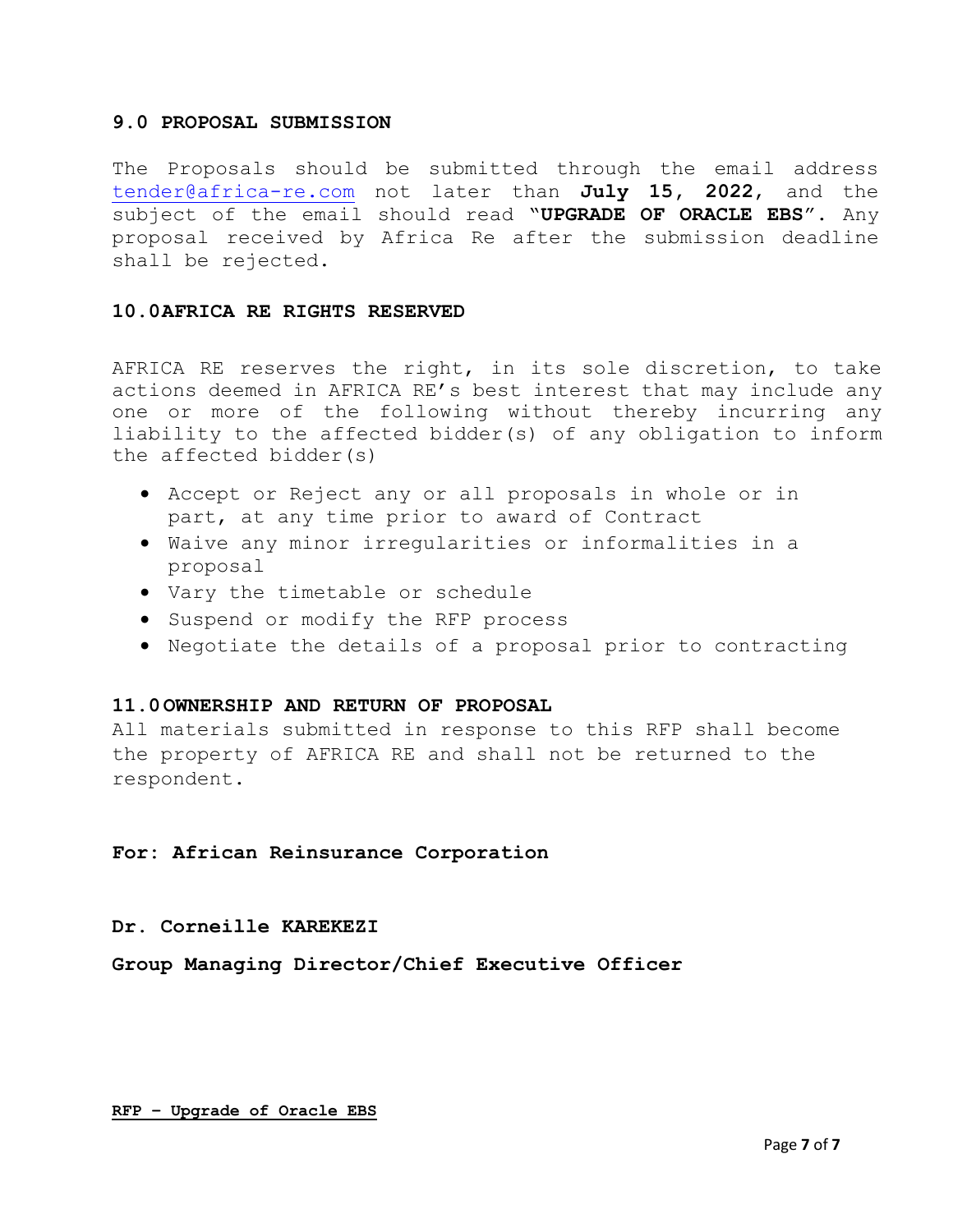## 9.0 PROPOSAL SUBMISSION

The Proposals should be submitted through the email address tender@africa-re.com not later than **July 15, 2022**, and the subject of the email should read **"UPGRADE OF ORACLE EBS"**. Any proposal received by Africa Re after the submission deadline shall be rejected.

## 10.0AFRICA RE RIGHTS RESERVED

AFRICA RE reserves the right, in its sole discretion, to take actions deemed in AFRICA RE's best interest that may include any one or more of the following without thereby incurring any liability to the affected bidder(s) of any obligation to inform the affected bidder(s)

- Accept or Reject any or all proposals in whole or in part, at any time prior to award of Contract
- Waive any minor irregularities or informalities in a proposal
- Vary the timetable or schedule
- Suspend or modify the RFP process
- Negotiate the details of a proposal prior to contracting

## 11.0OWNERSHIP AND RETURN OF PROPOSAL

All materials submitted in response to this RFP shall become the property of AFRICA RE and shall not be returned to the respondent.

**For: African Reinsurance Corporation**

**Dr. Corneille KAREKEZI**

**Group Managing Director/Chief Executive Officer**